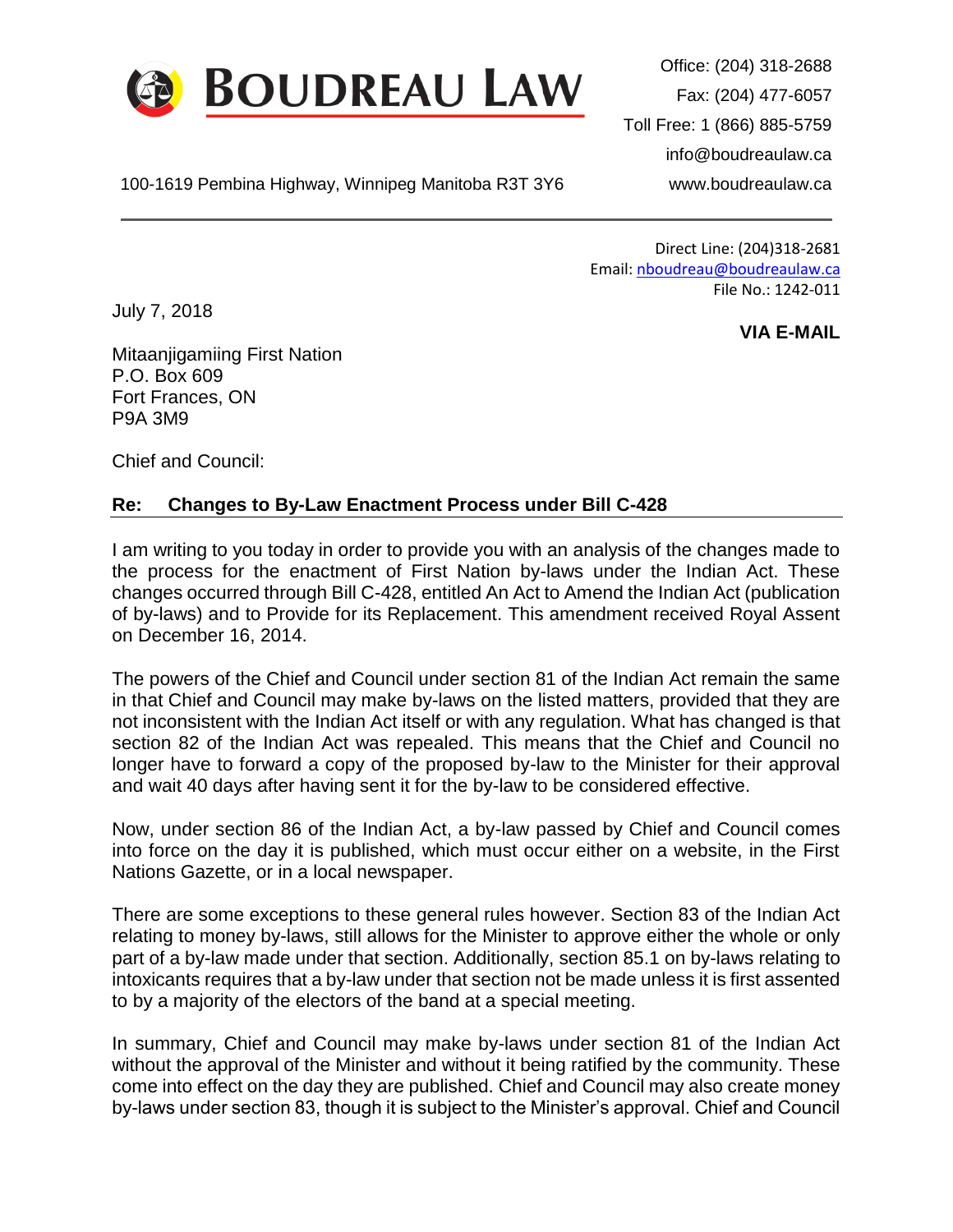# BOUDREAU LAW

Office: (204) 318-2688
Fax: (204) 477-6057
Toll Free: 1 (866) 885-5759
info@boudreaulaw.ca
www.boudreaulaw.ca

100-1619 Pembina Highway, Winnipeg Manitoba R3T 3Y6

---

Direct Line: (204)318-2681
Email: nboudreau@boudreaulaw.ca
File No.: 1242-011

July 7, 2018

**VIA E-MAIL**

Mitaanjigamiing First Nation
P.O. Box 609
Fort Frances, ON
P9A 3M9

Chief and Council:

**Re: Changes to By-Law Enactment Process under Bill C-428**

I am writing to you today in order to provide you with an analysis of the changes made to the process for the enactment of First Nation by-laws under the Indian Act. These changes occurred through Bill C-428, entitled An Act to Amend the Indian Act (publication of by-laws) and to Provide for its Replacement. This amendment received Royal Assent on December 16, 2014.

The powers of the Chief and Council under section 81 of the Indian Act remain the same in that Chief and Council may make by-laws on the listed matters, provided that they are not inconsistent with the Indian Act itself or with any regulation. What has changed is that section 82 of the Indian Act was repealed. This means that the Chief and Council no longer have to forward a copy of the proposed by-law to the Minister for their approval and wait 40 days after having sent it for the by-law to be considered effective.

Now, under section 86 of the Indian Act, a by-law passed by Chief and Council comes into force on the day it is published, which must occur either on a website, in the First Nations Gazette, or in a local newspaper.

There are some exceptions to these general rules however. Section 83 of the Indian Act relating to money by-laws, still allows for the Minister to approve either the whole or only part of a by-law made under that section. Additionally, section 85.1 on by-laws relating to intoxicants requires that a by-law under that section not be made unless it is first assented to by a majority of the electors of the band at a special meeting.

In summary, Chief and Council may make by-laws under section 81 of the Indian Act without the approval of the Minister and without it being ratified by the community. These come into effect on the day they are published. Chief and Council may also create money by-laws under section 83, though it is subject to the Minister's approval. Chief and Council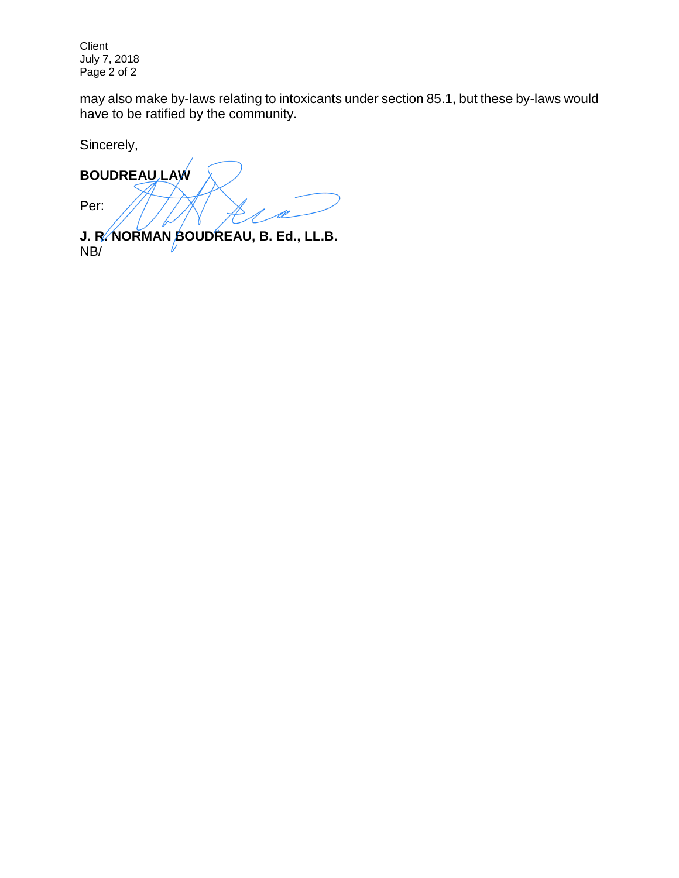may also make by-laws relating to intoxicants under section 85.1, but these by-laws would have to be ratified by the community.

Sincerely,

**BOUDREAU LAW**

Per:

**J. R. NORMAN BOUDREAU, B. Ed., LL.B.**
NB/